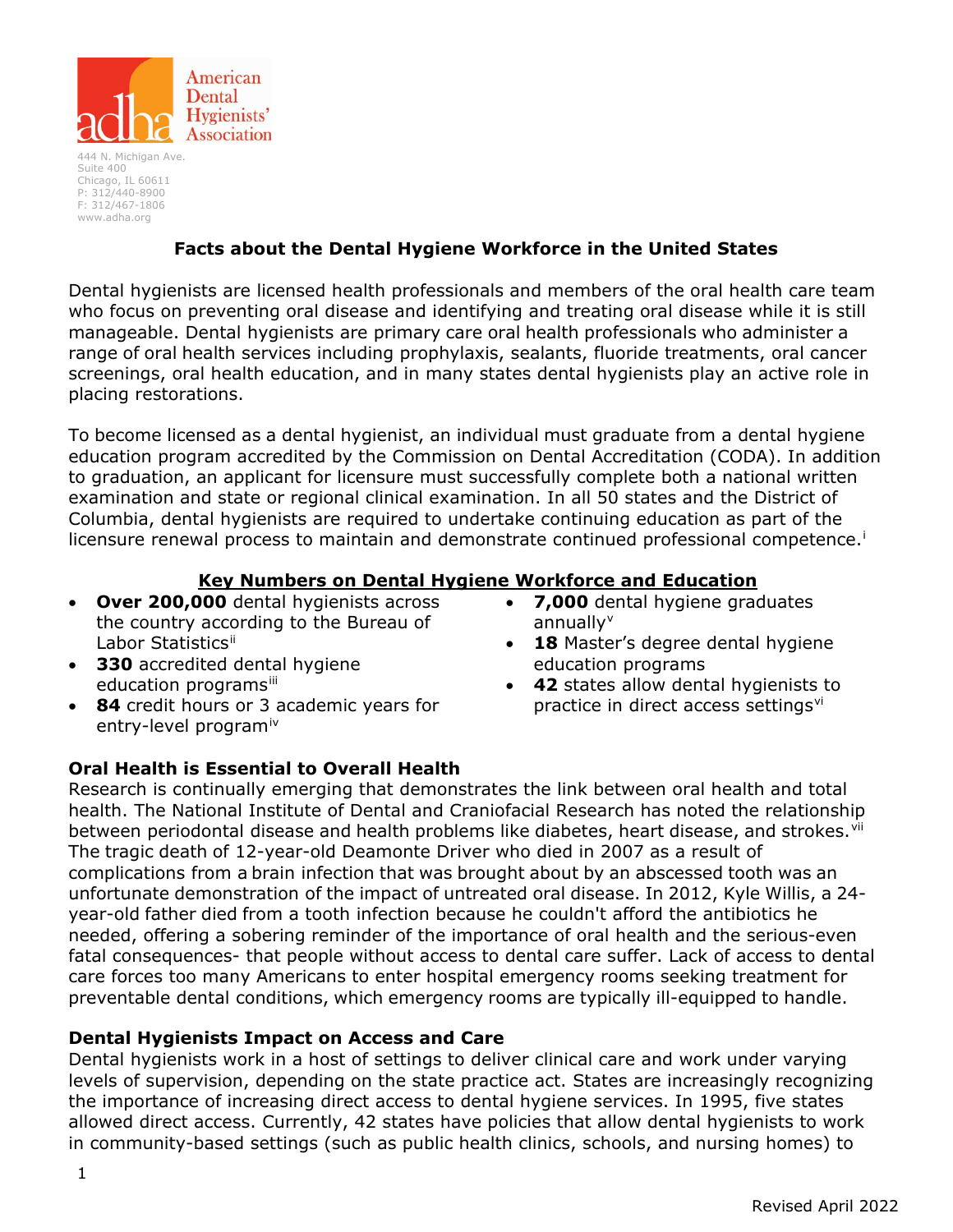American Dental Hygienists' Association

444 N. Michigan Ave.
Suite 400
Chicago, IL 60611
P: 312/440-8900
F: 312/467-1806
www.adha.org

# Facts about the Dental Hygiene Workforce in the United States

Dental hygienists are licensed health professionals and members of the oral health care team who focus on preventing oral disease and identifying and treating oral disease while it is still manageable. Dental hygienists are primary care oral health professionals who administer a range of oral health services including prophylaxis, sealants, fluoride treatments, oral cancer screenings, oral health education, and in many states dental hygienists play an active role in placing restorations.

To become licensed as a dental hygienist, an individual must graduate from a dental hygiene education program accredited by the Commission on Dental Accreditation (CODA). In addition to graduation, an applicant for licensure must successfully complete both a national written examination and state or regional clinical examination. In all 50 states and the District of Columbia, dental hygienists are required to undertake continuing education as part of the licensure renewal process to maintain and demonstrate continued professional competence.[i]

## Key Numbers on Dental Hygiene Workforce and Education

- **Over 200,000** dental hygienists across the country according to the Bureau of Labor Statistics[ii]
- **330** accredited dental hygiene education programs[iii]
- **84** credit hours or 3 academic years for entry-level program[iv]
- **7,000** dental hygiene graduates annually[v]
- **18** Master's degree dental hygiene education programs
- **42** states allow dental hygienists to practice in direct access settings[vi]

### Oral Health is Essential to Overall Health

Research is continually emerging that demonstrates the link between oral health and total health. The National Institute of Dental and Craniofacial Research has noted the relationship between periodontal disease and health problems like diabetes, heart disease, and strokes.[vii] The tragic death of 12-year-old Deamonte Driver who died in 2007 as a result of complications from a brain infection that was brought about by an abscessed tooth was an unfortunate demonstration of the impact of untreated oral disease. In 2012, Kyle Willis, a 24-year-old father died from a tooth infection because he couldn't afford the antibiotics he needed, offering a sobering reminder of the importance of oral health and the serious-even fatal consequences- that people without access to dental care suffer. Lack of access to dental care forces too many Americans to enter hospital emergency rooms seeking treatment for preventable dental conditions, which emergency rooms are typically ill-equipped to handle.

### Dental Hygienists Impact on Access and Care

Dental hygienists work in a host of settings to deliver clinical care and work under varying levels of supervision, depending on the state practice act. States are increasingly recognizing the importance of increasing direct access to dental hygiene services. In 1995, five states allowed direct access. Currently, 42 states have policies that allow dental hygienists to work in community-based settings (such as public health clinics, schools, and nursing homes) to

Revised April 2022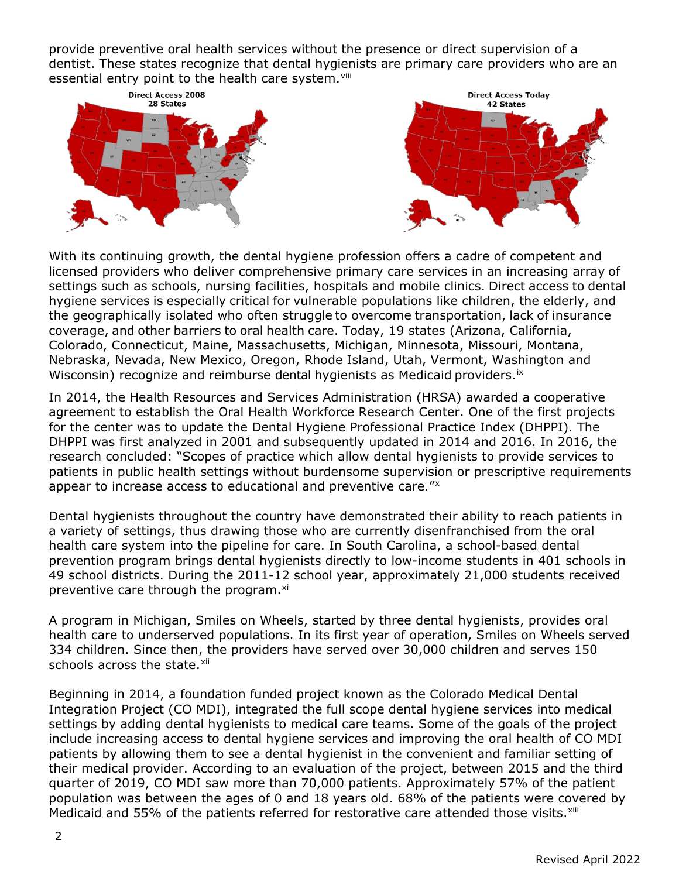provide preventive oral health services without the presence or direct supervision of a dentist. These states recognize that dental hygienists are primary care providers who are an essential entry point to the health care system.[viii]

Direct Access 2008
28 States

Direct Access Today
42 States

With its continuing growth, the dental hygiene profession offers a cadre of competent and licensed providers who deliver comprehensive primary care services in an increasing array of settings such as schools, nursing facilities, hospitals and mobile clinics. Direct access to dental hygiene services is especially critical for vulnerable populations like children, the elderly, and the geographically isolated who often struggle to overcome transportation, lack of insurance coverage, and other barriers to oral health care. Today, 19 states (Arizona, California, Colorado, Connecticut, Maine, Massachusetts, Michigan, Minnesota, Missouri, Montana, Nebraska, Nevada, New Mexico, Oregon, Rhode Island, Utah, Vermont, Washington and Wisconsin) recognize and reimburse dental hygienists as Medicaid providers.[ix]

In 2014, the Health Resources and Services Administration (HRSA) awarded a cooperative agreement to establish the Oral Health Workforce Research Center. One of the first projects for the center was to update the Dental Hygiene Professional Practice Index (DHPPI). The DHPPI was first analyzed in 2001 and subsequently updated in 2014 and 2016. In 2016, the research concluded: "Scopes of practice which allow dental hygienists to provide services to patients in public health settings without burdensome supervision or prescriptive requirements appear to increase access to educational and preventive care."[x]

Dental hygienists throughout the country have demonstrated their ability to reach patients in a variety of settings, thus drawing those who are currently disenfranchised from the oral health care system into the pipeline for care. In South Carolina, a school-based dental prevention program brings dental hygienists directly to low-income students in 401 schools in 49 school districts. During the 2011-12 school year, approximately 21,000 students received preventive care through the program.[xi]

A program in Michigan, Smiles on Wheels, started by three dental hygienists, provides oral health care to underserved populations. In its first year of operation, Smiles on Wheels served 334 children. Since then, the providers have served over 30,000 children and serves 150 schools across the state.[xii]

Beginning in 2014, a foundation funded project known as the Colorado Medical Dental Integration Project (CO MDI), integrated the full scope dental hygiene services into medical settings by adding dental hygienists to medical care teams. Some of the goals of the project include increasing access to dental hygiene services and improving the oral health of CO MDI patients by allowing them to see a dental hygienist in the convenient and familiar setting of their medical provider. According to an evaluation of the project, between 2015 and the third quarter of 2019, CO MDI saw more than 70,000 patients. Approximately 57% of the patient population was between the ages of 0 and 18 years old. 68% of the patients were covered by Medicaid and 55% of the patients referred for restorative care attended those visits.[xiii]

Revised April 2022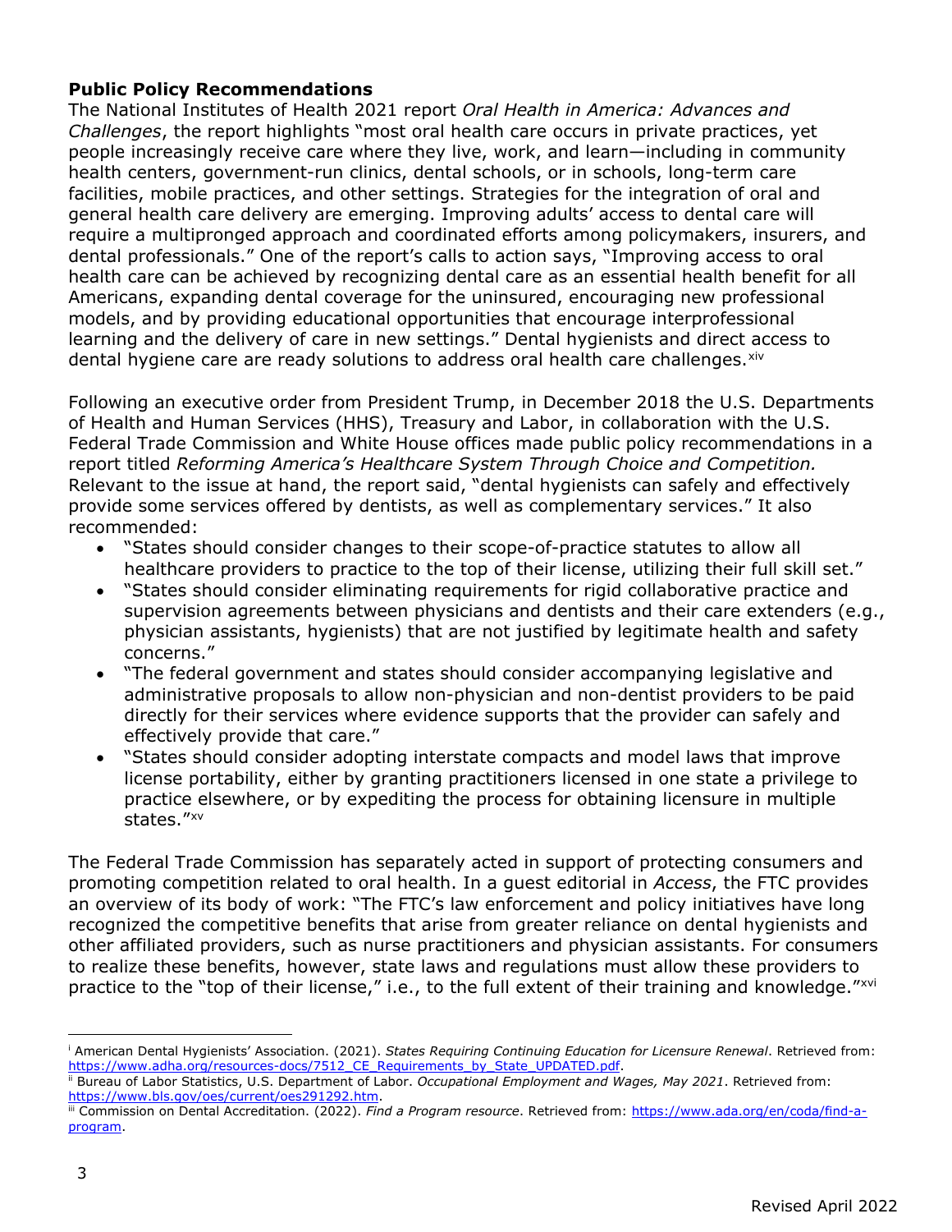## Public Policy Recommendations

The National Institutes of Health 2021 report *Oral Health in America: Advances and Challenges*, the report highlights "most oral health care occurs in private practices, yet people increasingly receive care where they live, work, and learn—including in community health centers, government-run clinics, dental schools, or in schools, long-term care facilities, mobile practices, and other settings. Strategies for the integration of oral and general health care delivery are emerging. Improving adults' access to dental care will require a multipronged approach and coordinated efforts among policymakers, insurers, and dental professionals." One of the report's calls to action says, "Improving access to oral health care can be achieved by recognizing dental care as an essential health benefit for all Americans, expanding dental coverage for the uninsured, encouraging new professional models, and by providing educational opportunities that encourage interprofessional learning and the delivery of care in new settings." Dental hygienists and direct access to dental hygiene care are ready solutions to address oral health care challenges.[xiv]

Following an executive order from President Trump, in December 2018 the U.S. Departments of Health and Human Services (HHS), Treasury and Labor, in collaboration with the U.S. Federal Trade Commission and White House offices made public policy recommendations in a report titled *Reforming America's Healthcare System Through Choice and Competition.* Relevant to the issue at hand, the report said, "dental hygienists can safely and effectively provide some services offered by dentists, as well as complementary services." It also recommended:

- "States should consider changes to their scope-of-practice statutes to allow all healthcare providers to practice to the top of their license, utilizing their full skill set."
- "States should consider eliminating requirements for rigid collaborative practice and supervision agreements between physicians and dentists and their care extenders (e.g., physician assistants, hygienists) that are not justified by legitimate health and safety concerns."
- "The federal government and states should consider accompanying legislative and administrative proposals to allow non-physician and non-dentist providers to be paid directly for their services where evidence supports that the provider can safely and effectively provide that care."
- "States should consider adopting interstate compacts and model laws that improve license portability, either by granting practitioners licensed in one state a privilege to practice elsewhere, or by expediting the process for obtaining licensure in multiple states."[xv]

The Federal Trade Commission has separately acted in support of protecting consumers and promoting competition related to oral health. In a guest editorial in *Access*, the FTC provides an overview of its body of work: "The FTC's law enforcement and policy initiatives have long recognized the competitive benefits that arise from greater reliance on dental hygienists and other affiliated providers, such as nurse practitioners and physician assistants. For consumers to realize these benefits, however, state laws and regulations must allow these providers to practice to the "top of their license," i.e., to the full extent of their training and knowledge."[xvi]

---

[i] American Dental Hygienists' Association. (2021). *States Requiring Continuing Education for Licensure Renewal*. Retrieved from: https://www.adha.org/resources-docs/7512_CE_Requirements_by_State_UPDATED.pdf.

[ii] Bureau of Labor Statistics, U.S. Department of Labor. *Occupational Employment and Wages, May 2021*. Retrieved from: https://www.bls.gov/oes/current/oes291292.htm.

[iii] Commission on Dental Accreditation. (2022). *Find a Program resource*. Retrieved from: https://www.ada.org/en/coda/find-a-program.

Revised April 2022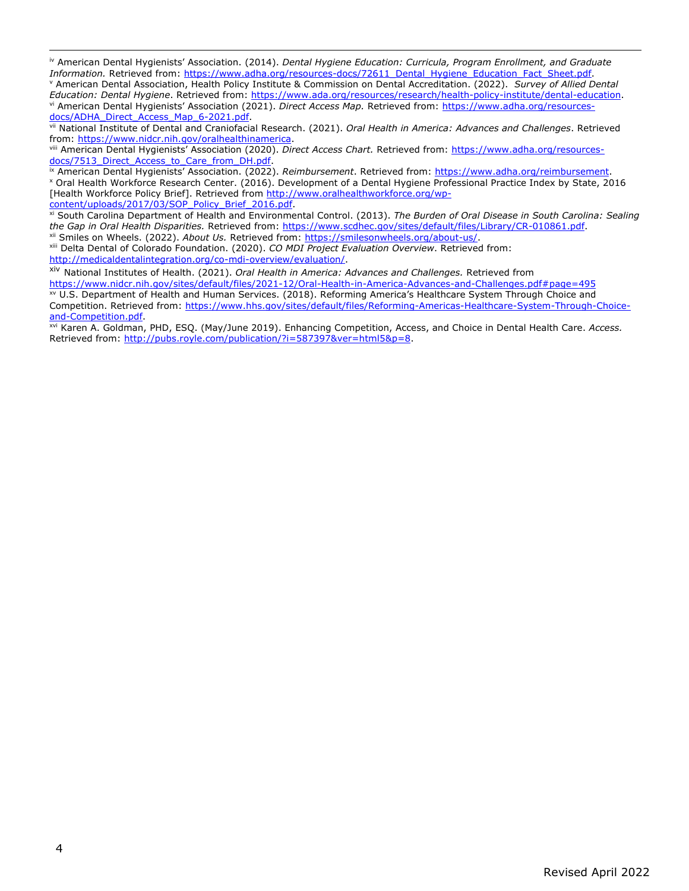[iv] American Dental Hygienists' Association. (2014). *Dental Hygiene Education: Curricula, Program Enrollment, and Graduate Information.* Retrieved from: https://www.adha.org/resources-docs/72611_Dental_Hygiene_Education_Fact_Sheet.pdf.

[v] American Dental Association, Health Policy Institute & Commission on Dental Accreditation. (2022). *Survey of Allied Dental Education: Dental Hygiene*. Retrieved from: https://www.ada.org/resources/research/health-policy-institute/dental-education.

[vi] American Dental Hygienists' Association (2021). *Direct Access Map.* Retrieved from: https://www.adha.org/resources-docs/ADHA_Direct_Access_Map_6-2021.pdf.

[vii] National Institute of Dental and Craniofacial Research. (2021). *Oral Health in America: Advances and Challenges*. Retrieved from: https://www.nidcr.nih.gov/oralhealthinamerica.

[viii] American Dental Hygienists' Association (2020). *Direct Access Chart.* Retrieved from: https://www.adha.org/resources-docs/7513_Direct_Access_to_Care_from_DH.pdf.

[ix] American Dental Hygienists' Association. (2022). *Reimbursement*. Retrieved from: https://www.adha.org/reimbursement.

[x] Oral Health Workforce Research Center. (2016). Development of a Dental Hygiene Professional Practice Index by State, 2016 [Health Workforce Policy Brief]. Retrieved from http://www.oralhealthworkforce.org/wp-content/uploads/2017/03/SOP_Policy_Brief_2016.pdf.

[xi] South Carolina Department of Health and Environmental Control. (2013). *The Burden of Oral Disease in South Carolina: Sealing the Gap in Oral Health Disparities.* Retrieved from: https://www.scdhec.gov/sites/default/files/Library/CR-010861.pdf.

[xii] Smiles on Wheels. (2022). *About Us.* Retrieved from: https://smilesonwheels.org/about-us/.

[xiii] Delta Dental of Colorado Foundation. (2020). *CO MDI Project Evaluation Overview*. Retrieved from: http://medicaldentalintegration.org/co-mdi-overview/evaluation/.

[xiv] National Institutes of Health. (2021). *Oral Health in America: Advances and Challenges.* Retrieved from https://www.nidcr.nih.gov/sites/default/files/2021-12/Oral-Health-in-America-Advances-and-Challenges.pdf#page=495

[xv] U.S. Department of Health and Human Services. (2018). Reforming America's Healthcare System Through Choice and Competition. Retrieved from: https://www.hhs.gov/sites/default/files/Reforming-Americas-Healthcare-System-Through-Choice-and-Competition.pdf.

[xvi] Karen A. Goldman, PHD, ESQ. (May/June 2019). Enhancing Competition, Access, and Choice in Dental Health Care. *Access.* Retrieved from: http://pubs.royle.com/publication/?i=587397&ver=html5&p=8.

Revised April 2022